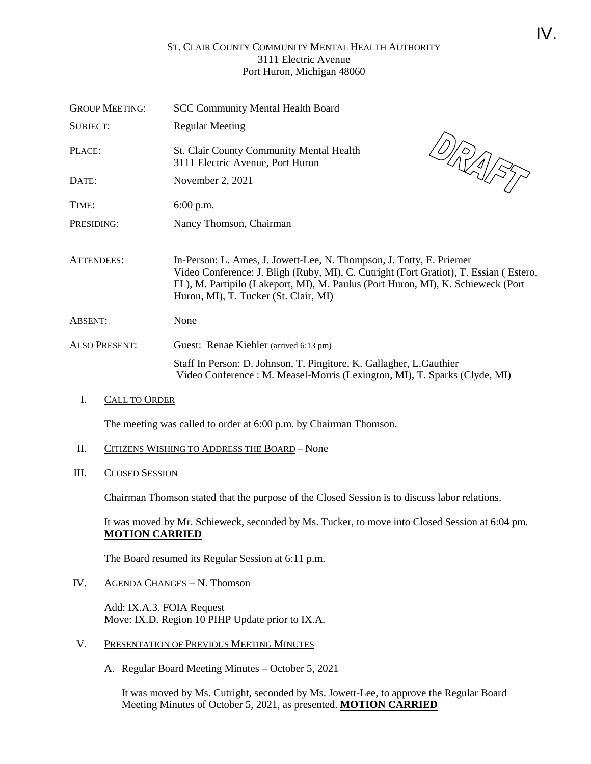IV.

ST. CLAIR COUNTY COMMUNITY MENTAL HEALTH AUTHORITY
3111 Electric Avenue
Port Huron, Michigan 48060

DRAFT

| | |
|---|---|
| GROUP MEETING: | SCC Community Mental Health Board |
| SUBJECT: | Regular Meeting |
| PLACE: | St. Clair County Community Mental Health<br>3111 Electric Avenue, Port Huron |
| DATE: | November 2, 2021 |
| TIME: | 6:00 p.m. |
| PRESIDING: | Nancy Thomson, Chairman |

| | |
|---|---|
| ATTENDEES: | In-Person: L. Ames, J. Jowett-Lee, N. Thompson, J. Totty, E. Priemer<br>Video Conference: J. Bligh (Ruby, MI), C. Cutright (Fort Gratiot), T. Essian ( Estero, FL), M. Partipilo (Lakeport, MI), M. Paulus (Port Huron, MI), K. Schieweck (Port Huron, MI), T. Tucker (St. Clair, MI) |
| ABSENT: | None |
| ALSO PRESENT: | Guest: Renae Kiehler (arrived 6:13 pm)<br>Staff In Person: D. Johnson, T. Pingitore, K. Gallagher, L.Gauthier<br>Video Conference : M. Measel-Morris (Lexington, MI), T. Sparks (Clyde, MI) |

I. CALL TO ORDER

The meeting was called to order at 6:00 p.m. by Chairman Thomson.

II. CITIZENS WISHING TO ADDRESS THE BOARD – None

III. CLOSED SESSION

Chairman Thomson stated that the purpose of the Closed Session is to discuss labor relations.

It was moved by Mr. Schieweck, seconded by Ms. Tucker, to move into Closed Session at 6:04 pm. **MOTION CARRIED**

The Board resumed its Regular Session at 6:11 p.m.

IV. AGENDA CHANGES – N. Thomson

Add: IX.A.3. FOIA Request
Move: IX.D. Region 10 PIHP Update prior to IX.A.

V. PRESENTATION OF PREVIOUS MEETING MINUTES

A. Regular Board Meeting Minutes – October 5, 2021

It was moved by Ms. Cutright, seconded by Ms. Jowett-Lee, to approve the Regular Board Meeting Minutes of October 5, 2021, as presented. **MOTION CARRIED**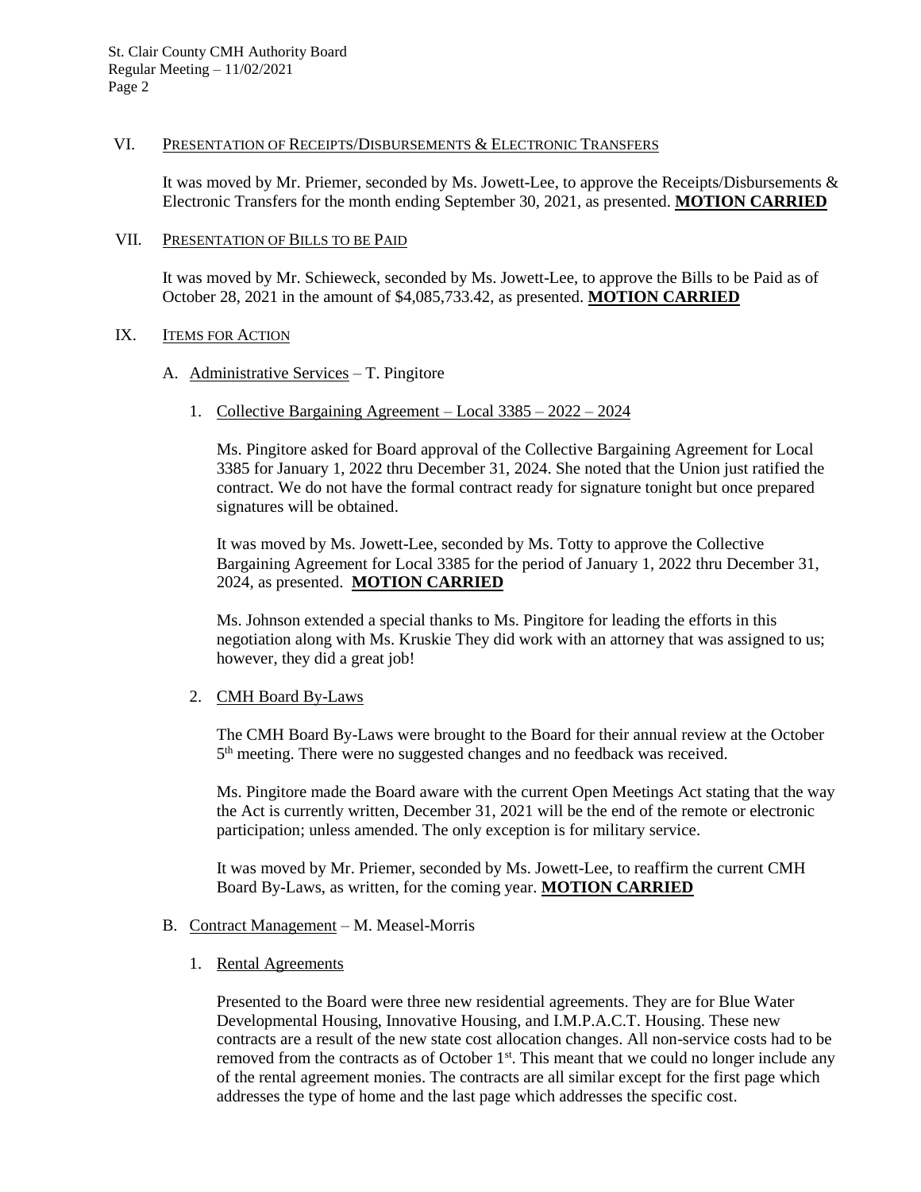## VI. Presentation of Receipts/Disbursements & Electronic Transfers

It was moved by Mr. Priemer, seconded by Ms. Jowett-Lee, to approve the Receipts/Disbursements & Electronic Transfers for the month ending September 30, 2021, as presented. **MOTION CARRIED**

## VII. Presentation of Bills to be Paid

It was moved by Mr. Schieweck, seconded by Ms. Jowett-Lee, to approve the Bills to be Paid as of October 28, 2021 in the amount of $4,085,733.42, as presented. **MOTION CARRIED**

## IX. Items for Action

### A. Administrative Services – T. Pingitore

#### 1. Collective Bargaining Agreement – Local 3385 – 2022 – 2024

Ms. Pingitore asked for Board approval of the Collective Bargaining Agreement for Local 3385 for January 1, 2022 thru December 31, 2024. She noted that the Union just ratified the contract. We do not have the formal contract ready for signature tonight but once prepared signatures will be obtained.

It was moved by Ms. Jowett-Lee, seconded by Ms. Totty to approve the Collective Bargaining Agreement for Local 3385 for the period of January 1, 2022 thru December 31, 2024, as presented. **MOTION CARRIED**

Ms. Johnson extended a special thanks to Ms. Pingitore for leading the efforts in this negotiation along with Ms. Kruskie They did work with an attorney that was assigned to us; however, they did a great job!

#### 2. CMH Board By-Laws

The CMH Board By-Laws were brought to the Board for their annual review at the October 5th meeting. There were no suggested changes and no feedback was received.

Ms. Pingitore made the Board aware with the current Open Meetings Act stating that the way the Act is currently written, December 31, 2021 will be the end of the remote or electronic participation; unless amended. The only exception is for military service.

It was moved by Mr. Priemer, seconded by Ms. Jowett-Lee, to reaffirm the current CMH Board By-Laws, as written, for the coming year. **MOTION CARRIED**

### B. Contract Management – M. Measel-Morris

#### 1. Rental Agreements

Presented to the Board were three new residential agreements. They are for Blue Water Developmental Housing, Innovative Housing, and I.M.P.A.C.T. Housing. These new contracts are a result of the new state cost allocation changes. All non-service costs had to be removed from the contracts as of October 1st. This meant that we could no longer include any of the rental agreement monies. The contracts are all similar except for the first page which addresses the type of home and the last page which addresses the specific cost.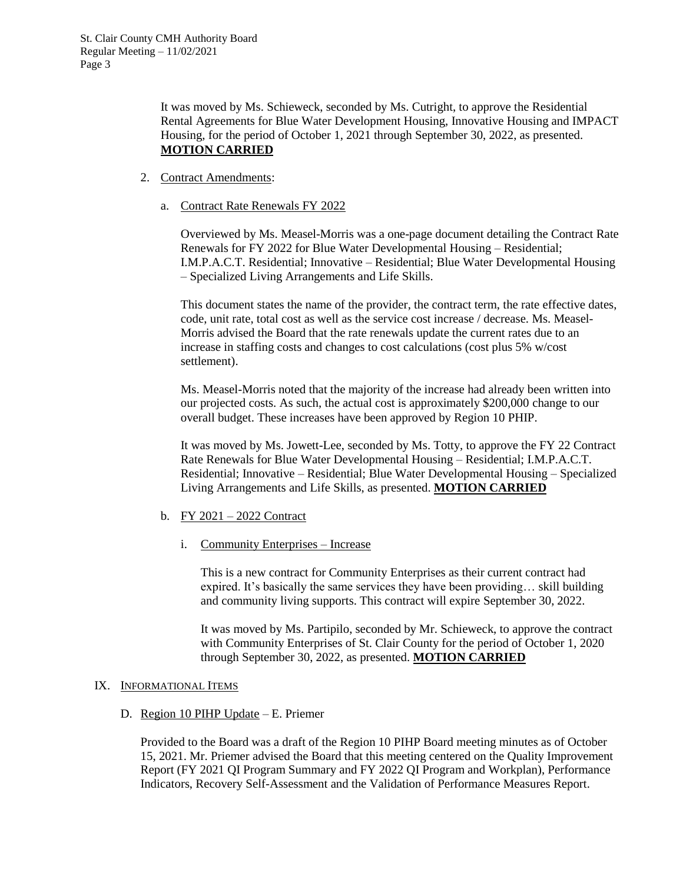It was moved by Ms. Schieweck, seconded by Ms. Cutright, to approve the Residential Rental Agreements for Blue Water Development Housing, Innovative Housing and IMPACT Housing, for the period of October 1, 2021 through September 30, 2022, as presented. **MOTION CARRIED**

2. Contract Amendments:

   a. Contract Rate Renewals FY 2022

   Overviewed by Ms. Measel-Morris was a one-page document detailing the Contract Rate Renewals for FY 2022 for Blue Water Developmental Housing – Residential; I.M.P.A.C.T. Residential; Innovative – Residential; Blue Water Developmental Housing – Specialized Living Arrangements and Life Skills.

   This document states the name of the provider, the contract term, the rate effective dates, code, unit rate, total cost as well as the service cost increase / decrease. Ms. Measel-Morris advised the Board that the rate renewals update the current rates due to an increase in staffing costs and changes to cost calculations (cost plus 5% w/cost settlement).

   Ms. Measel-Morris noted that the majority of the increase had already been written into our projected costs. As such, the actual cost is approximately $200,000 change to our overall budget. These increases have been approved by Region 10 PHIP.

   It was moved by Ms. Jowett-Lee, seconded by Ms. Totty, to approve the FY 22 Contract Rate Renewals for Blue Water Developmental Housing – Residential; I.M.P.A.C.T. Residential; Innovative – Residential; Blue Water Developmental Housing – Specialized Living Arrangements and Life Skills, as presented. **MOTION CARRIED**

   b. FY 2021 – 2022 Contract

      i. Community Enterprises – Increase

      This is a new contract for Community Enterprises as their current contract had expired. It's basically the same services they have been providing… skill building and community living supports. This contract will expire September 30, 2022.

      It was moved by Ms. Partipilo, seconded by Mr. Schieweck, to approve the contract with Community Enterprises of St. Clair County for the period of October 1, 2020 through September 30, 2022, as presented. **MOTION CARRIED**

## IX. INFORMATIONAL ITEMS

D. Region 10 PIHP Update – E. Priemer

Provided to the Board was a draft of the Region 10 PIHP Board meeting minutes as of October 15, 2021. Mr. Priemer advised the Board that this meeting centered on the Quality Improvement Report (FY 2021 QI Program Summary and FY 2022 QI Program and Workplan), Performance Indicators, Recovery Self-Assessment and the Validation of Performance Measures Report.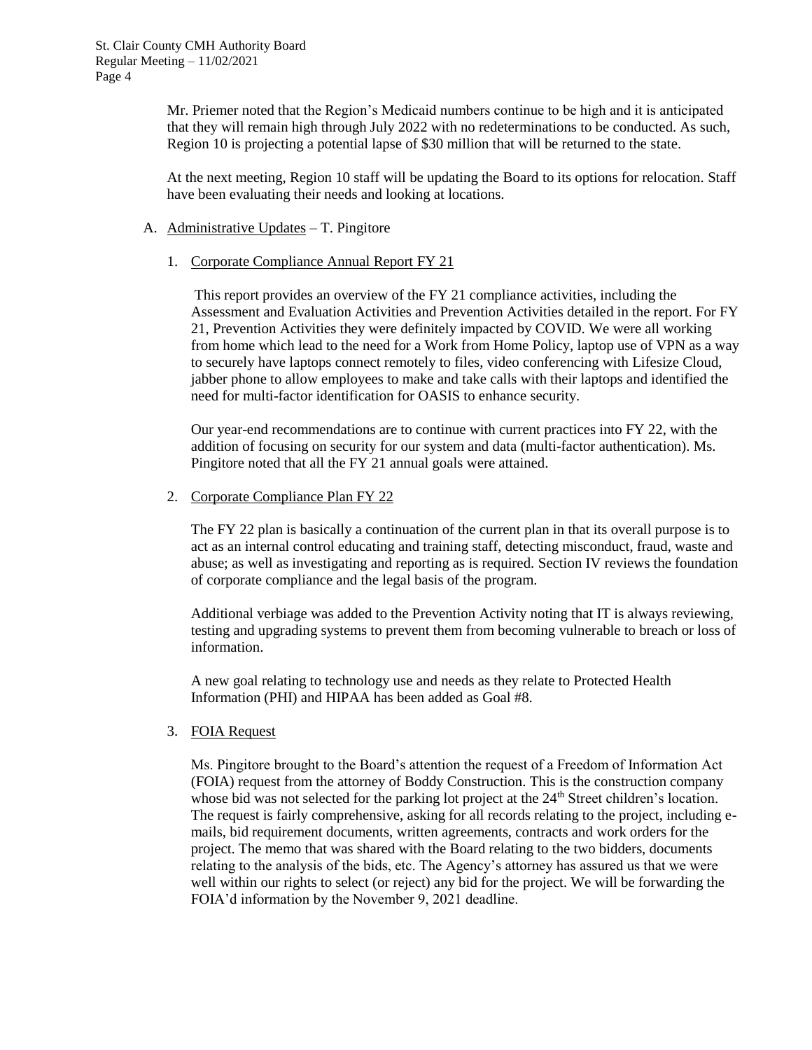Mr. Priemer noted that the Region's Medicaid numbers continue to be high and it is anticipated that they will remain high through July 2022 with no redeterminations to be conducted. As such, Region 10 is projecting a potential lapse of $30 million that will be returned to the state.

At the next meeting, Region 10 staff will be updating the Board to its options for relocation. Staff have been evaluating their needs and looking at locations.

A. <u>Administrative Updates</u> – T. Pingitore

1. <u>Corporate Compliance Annual Report FY 21</u>

   This report provides an overview of the FY 21 compliance activities, including the Assessment and Evaluation Activities and Prevention Activities detailed in the report. For FY 21, Prevention Activities they were definitely impacted by COVID. We were all working from home which lead to the need for a Work from Home Policy, laptop use of VPN as a way to securely have laptops connect remotely to files, video conferencing with Lifesize Cloud, jabber phone to allow employees to make and take calls with their laptops and identified the need for multi-factor identification for OASIS to enhance security.

   Our year-end recommendations are to continue with current practices into FY 22, with the addition of focusing on security for our system and data (multi-factor authentication). Ms. Pingitore noted that all the FY 21 annual goals were attained.

2. <u>Corporate Compliance Plan FY 22</u>

   The FY 22 plan is basically a continuation of the current plan in that its overall purpose is to act as an internal control educating and training staff, detecting misconduct, fraud, waste and abuse; as well as investigating and reporting as is required. Section IV reviews the foundation of corporate compliance and the legal basis of the program.

   Additional verbiage was added to the Prevention Activity noting that IT is always reviewing, testing and upgrading systems to prevent them from becoming vulnerable to breach or loss of information.

   A new goal relating to technology use and needs as they relate to Protected Health Information (PHI) and HIPAA has been added as Goal #8.

3. <u>FOIA Request</u>

   Ms. Pingitore brought to the Board's attention the request of a Freedom of Information Act (FOIA) request from the attorney of Boddy Construction. This is the construction company whose bid was not selected for the parking lot project at the 24th Street children's location. The request is fairly comprehensive, asking for all records relating to the project, including e-mails, bid requirement documents, written agreements, contracts and work orders for the project. The memo that was shared with the Board relating to the two bidders, documents relating to the analysis of the bids, etc. The Agency's attorney has assured us that we were well within our rights to select (or reject) any bid for the project. We will be forwarding the FOIA'd information by the November 9, 2021 deadline.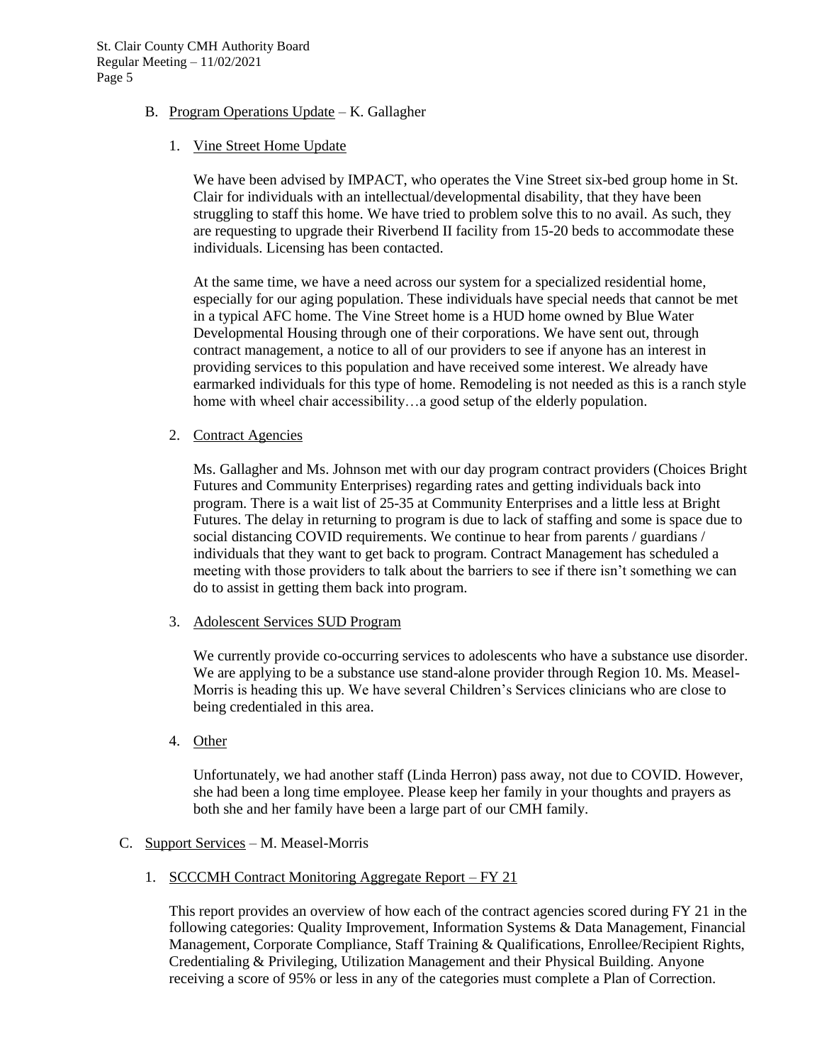B. Program Operations Update – K. Gallagher

1. Vine Street Home Update

We have been advised by IMPACT, who operates the Vine Street six-bed group home in St. Clair for individuals with an intellectual/developmental disability, that they have been struggling to staff this home. We have tried to problem solve this to no avail. As such, they are requesting to upgrade their Riverbend II facility from 15-20 beds to accommodate these individuals. Licensing has been contacted.

At the same time, we have a need across our system for a specialized residential home, especially for our aging population. These individuals have special needs that cannot be met in a typical AFC home. The Vine Street home is a HUD home owned by Blue Water Developmental Housing through one of their corporations. We have sent out, through contract management, a notice to all of our providers to see if anyone has an interest in providing services to this population and have received some interest. We already have earmarked individuals for this type of home. Remodeling is not needed as this is a ranch style home with wheel chair accessibility…a good setup of the elderly population.

2. Contract Agencies

Ms. Gallagher and Ms. Johnson met with our day program contract providers (Choices Bright Futures and Community Enterprises) regarding rates and getting individuals back into program. There is a wait list of 25-35 at Community Enterprises and a little less at Bright Futures. The delay in returning to program is due to lack of staffing and some is space due to social distancing COVID requirements. We continue to hear from parents / guardians / individuals that they want to get back to program. Contract Management has scheduled a meeting with those providers to talk about the barriers to see if there isn't something we can do to assist in getting them back into program.

3. Adolescent Services SUD Program

We currently provide co-occurring services to adolescents who have a substance use disorder. We are applying to be a substance use stand-alone provider through Region 10. Ms. Measel-Morris is heading this up. We have several Children's Services clinicians who are close to being credentialed in this area.

4. Other

Unfortunately, we had another staff (Linda Herron) pass away, not due to COVID. However, she had been a long time employee. Please keep her family in your thoughts and prayers as both she and her family have been a large part of our CMH family.

C. Support Services – M. Measel-Morris

1. SCCCMH Contract Monitoring Aggregate Report – FY 21

This report provides an overview of how each of the contract agencies scored during FY 21 in the following categories: Quality Improvement, Information Systems & Data Management, Financial Management, Corporate Compliance, Staff Training & Qualifications, Enrollee/Recipient Rights, Credentialing & Privileging, Utilization Management and their Physical Building. Anyone receiving a score of 95% or less in any of the categories must complete a Plan of Correction.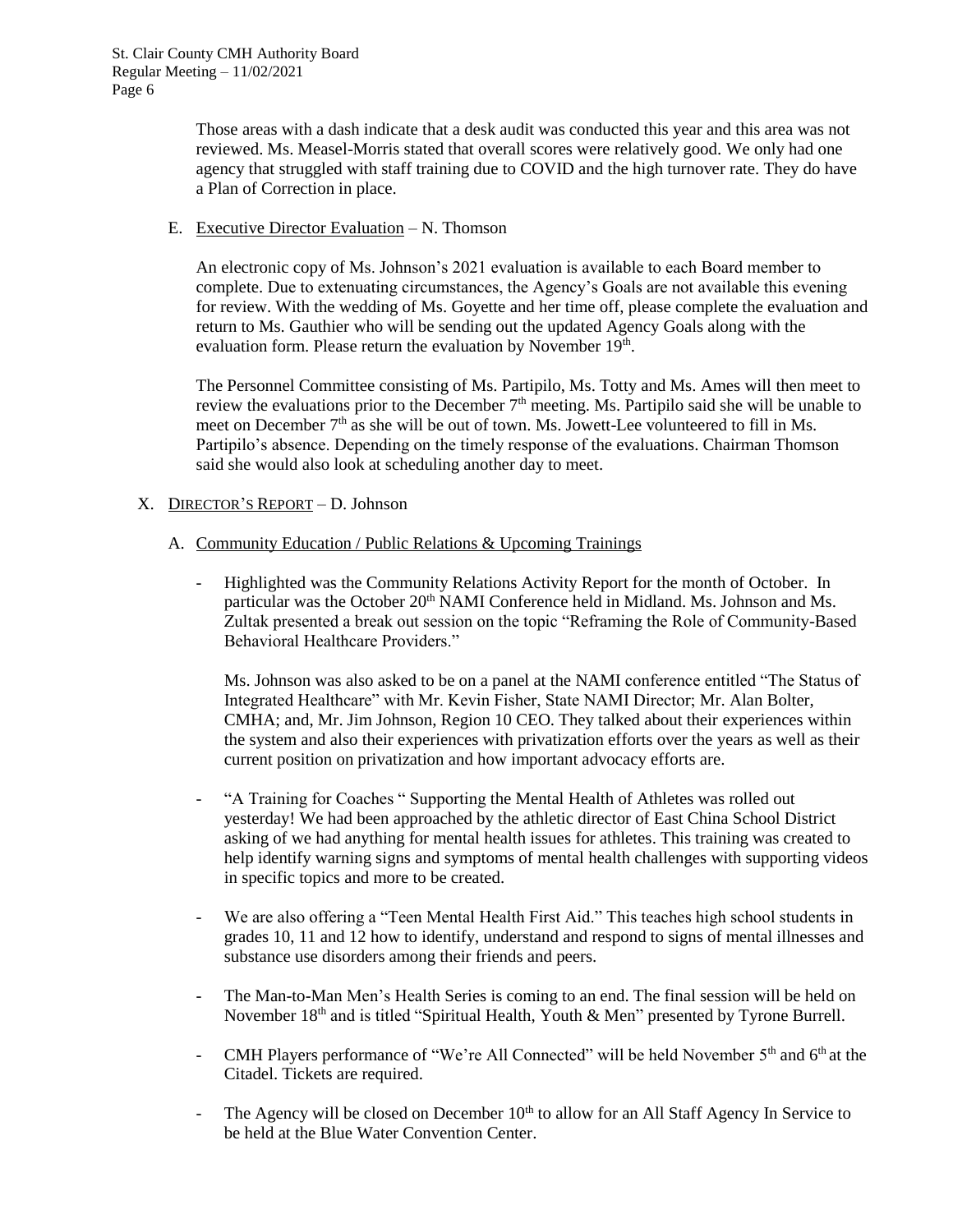Those areas with a dash indicate that a desk audit was conducted this year and this area was not reviewed. Ms. Measel-Morris stated that overall scores were relatively good. We only had one agency that struggled with staff training due to COVID and the high turnover rate. They do have a Plan of Correction in place.

E. Executive Director Evaluation – N. Thomson

An electronic copy of Ms. Johnson's 2021 evaluation is available to each Board member to complete. Due to extenuating circumstances, the Agency's Goals are not available this evening for review. With the wedding of Ms. Goyette and her time off, please complete the evaluation and return to Ms. Gauthier who will be sending out the updated Agency Goals along with the evaluation form. Please return the evaluation by November 19th.

The Personnel Committee consisting of Ms. Partipilo, Ms. Totty and Ms. Ames will then meet to review the evaluations prior to the December 7th meeting. Ms. Partipilo said she will be unable to meet on December 7th as she will be out of town. Ms. Jowett-Lee volunteered to fill in Ms. Partipilo's absence. Depending on the timely response of the evaluations. Chairman Thomson said she would also look at scheduling another day to meet.

X. DIRECTOR'S REPORT – D. Johnson

A. Community Education / Public Relations & Upcoming Trainings

- Highlighted was the Community Relations Activity Report for the month of October. In particular was the October 20th NAMI Conference held in Midland. Ms. Johnson and Ms. Zultak presented a break out session on the topic "Reframing the Role of Community-Based Behavioral Healthcare Providers."

  Ms. Johnson was also asked to be on a panel at the NAMI conference entitled "The Status of Integrated Healthcare" with Mr. Kevin Fisher, State NAMI Director; Mr. Alan Bolter, CMHA; and, Mr. Jim Johnson, Region 10 CEO. They talked about their experiences within the system and also their experiences with privatization efforts over the years as well as their current position on privatization and how important advocacy efforts are.

- "A Training for Coaches " Supporting the Mental Health of Athletes was rolled out yesterday! We had been approached by the athletic director of East China School District asking of we had anything for mental health issues for athletes. This training was created to help identify warning signs and symptoms of mental health challenges with supporting videos in specific topics and more to be created.

- We are also offering a "Teen Mental Health First Aid." This teaches high school students in grades 10, 11 and 12 how to identify, understand and respond to signs of mental illnesses and substance use disorders among their friends and peers.

- The Man-to-Man Men's Health Series is coming to an end. The final session will be held on November 18th and is titled "Spiritual Health, Youth & Men" presented by Tyrone Burrell.

- CMH Players performance of "We're All Connected" will be held November 5th and 6th at the Citadel. Tickets are required.

- The Agency will be closed on December 10th to allow for an All Staff Agency In Service to be held at the Blue Water Convention Center.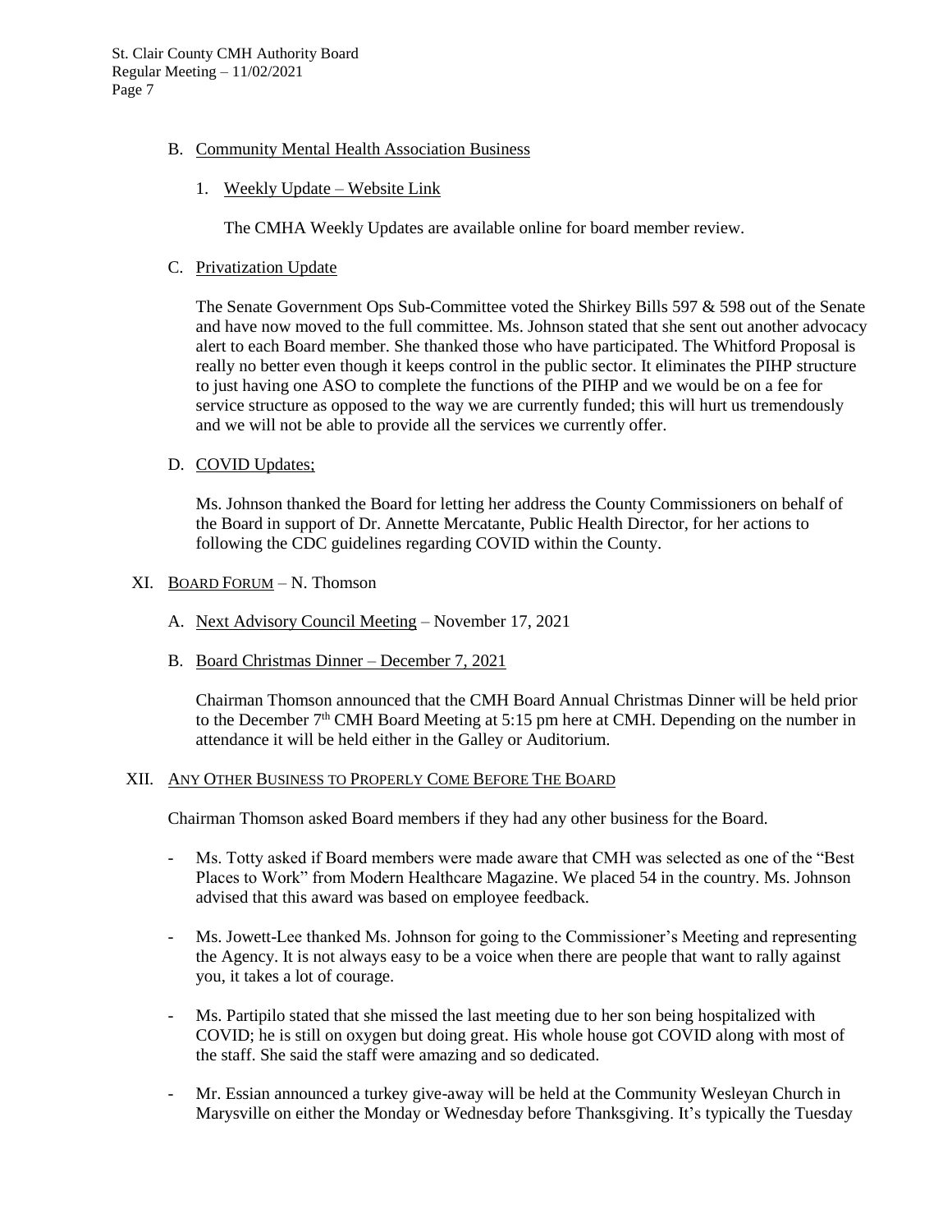B. Community Mental Health Association Business

1. Weekly Update – Website Link

The CMHA Weekly Updates are available online for board member review.

C. Privatization Update

The Senate Government Ops Sub-Committee voted the Shirkey Bills 597 & 598 out of the Senate and have now moved to the full committee. Ms. Johnson stated that she sent out another advocacy alert to each Board member. She thanked those who have participated. The Whitford Proposal is really no better even though it keeps control in the public sector. It eliminates the PIHP structure to just having one ASO to complete the functions of the PIHP and we would be on a fee for service structure as opposed to the way we are currently funded; this will hurt us tremendously and we will not be able to provide all the services we currently offer.

D. COVID Updates;

Ms. Johnson thanked the Board for letting her address the County Commissioners on behalf of the Board in support of Dr. Annette Mercatante, Public Health Director, for her actions to following the CDC guidelines regarding COVID within the County.

XI. BOARD FORUM – N. Thomson

A. Next Advisory Council Meeting – November 17, 2021

B. Board Christmas Dinner – December 7, 2021

Chairman Thomson announced that the CMH Board Annual Christmas Dinner will be held prior to the December 7th CMH Board Meeting at 5:15 pm here at CMH. Depending on the number in attendance it will be held either in the Galley or Auditorium.

XII. ANY OTHER BUSINESS TO PROPERLY COME BEFORE THE BOARD

Chairman Thomson asked Board members if they had any other business for the Board.

- Ms. Totty asked if Board members were made aware that CMH was selected as one of the "Best Places to Work" from Modern Healthcare Magazine. We placed 54 in the country. Ms. Johnson advised that this award was based on employee feedback.
- Ms. Jowett-Lee thanked Ms. Johnson for going to the Commissioner's Meeting and representing the Agency. It is not always easy to be a voice when there are people that want to rally against you, it takes a lot of courage.
- Ms. Partipilo stated that she missed the last meeting due to her son being hospitalized with COVID; he is still on oxygen but doing great. His whole house got COVID along with most of the staff. She said the staff were amazing and so dedicated.
- Mr. Essian announced a turkey give-away will be held at the Community Wesleyan Church in Marysville on either the Monday or Wednesday before Thanksgiving. It's typically the Tuesday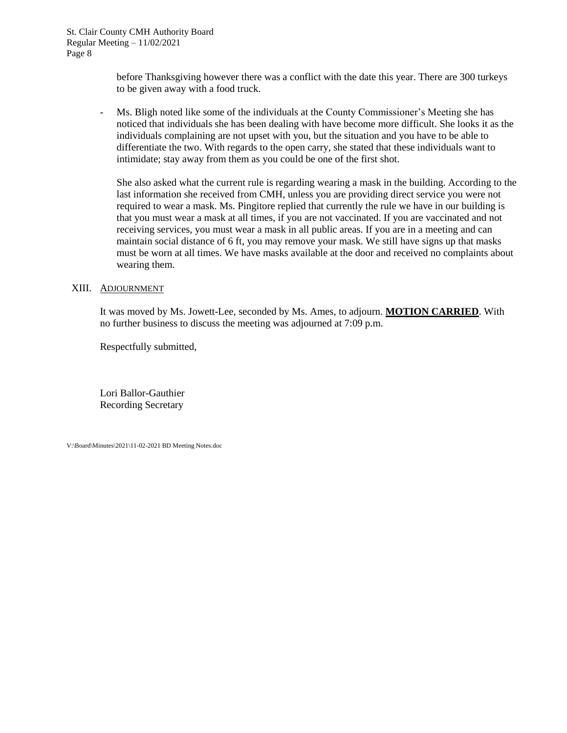before Thanksgiving however there was a conflict with the date this year. There are 300 turkeys to be given away with a food truck.

- Ms. Bligh noted like some of the individuals at the County Commissioner's Meeting she has noticed that individuals she has been dealing with have become more difficult. She looks it as the individuals complaining are not upset with you, but the situation and you have to be able to differentiate the two. With regards to the open carry, she stated that these individuals want to intimidate; stay away from them as you could be one of the first shot.

  She also asked what the current rule is regarding wearing a mask in the building. According to the last information she received from CMH, unless you are providing direct service you were not required to wear a mask. Ms. Pingitore replied that currently the rule we have in our building is that you must wear a mask at all times, if you are not vaccinated. If you are vaccinated and not receiving services, you must wear a mask in all public areas. If you are in a meeting and can maintain social distance of 6 ft, you may remove your mask. We still have signs up that masks must be worn at all times. We have masks available at the door and received no complaints about wearing them.

## XIII. Adjournment

It was moved by Ms. Jowett-Lee, seconded by Ms. Ames, to adjourn. **MOTION CARRIED**. With no further business to discuss the meeting was adjourned at 7:09 p.m.

Respectfully submitted,

Lori Ballor-Gauthier
Recording Secretary

V:\Board\Minutes\2021\11-02-2021 BD Meeting Notes.doc